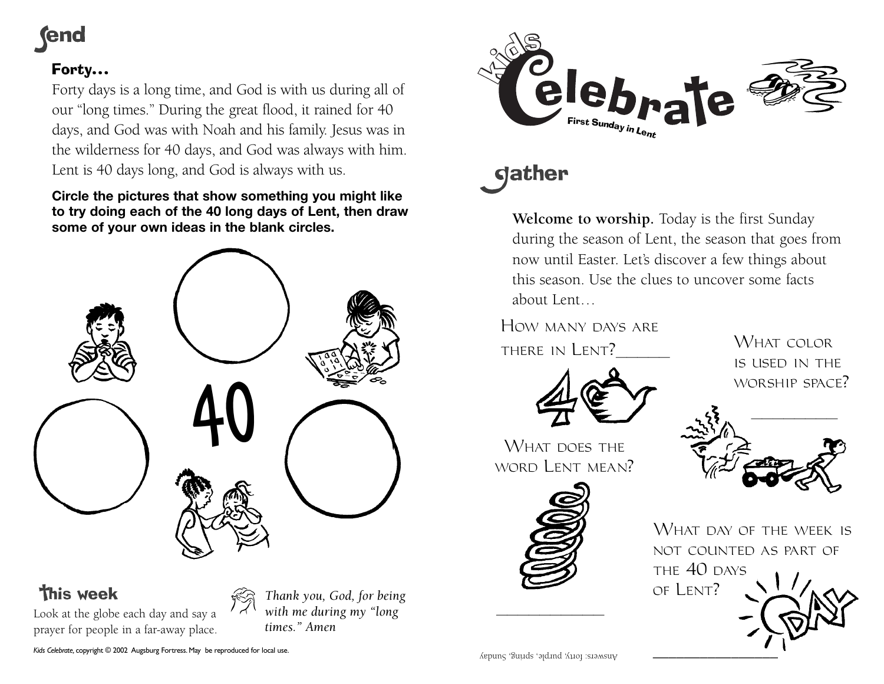# Send

## Forty...

Forty days is a long time, and God is with us during all of our "long times." During the great flood, it rained for 40 days, and God was with Noah and his family. Jesus was in the wilderness for 40 days, and God was always with him. Lent is 40 days long, and God is always with us.

**Circle the pictures that show something you might like to try doing each of the 40 long days of Lent, then draw some of your own ideas in the blank circles.**

40

## This week

Look at the globe each day and say a prayer for people in a far-away place.

*Thank you, God, for being with me during my "long times." Amen*

*Kids Celebrate*, copyright © 2002 Augsburg Fortress. May be reproduced for local use.

# Kids Celebrate

First Sunday in Lent

# Gather

**Welcome to worship.** Today is the first Sunday during the season of Lent, the season that goes from now until Easter. Let's discover a few things about this season. Use the clues to uncover some facts about Lent…

HOW MANY DAYS ARE THERE IN LENT?_______

WHAT COLOR IS USED IN THE WORSHIP SPACE? ___________

WHAT DOES THE WORD LENT MEAN? _______________

WHAT DAY OF THE WEEK IS NOT COUNTED AS PART OF THE 40 DAYS OF LENT? _____________________

DAY

Answers: forty, purple, spring, Sunday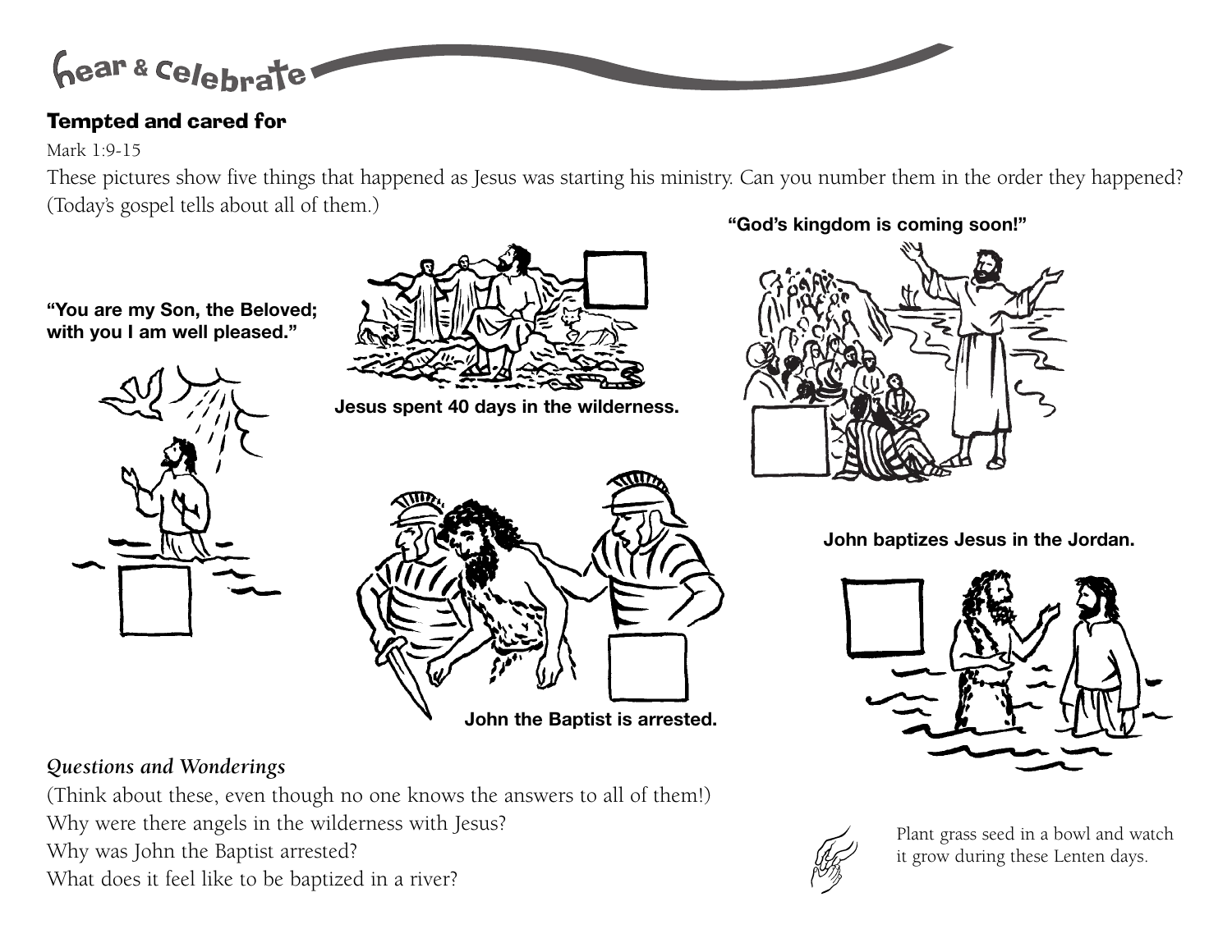# hear & celebrate

## Tempted and cared for

Mark 1:9-15

These pictures show five things that happened as Jesus was starting his ministry. Can you number them in the order they happened? (Today's gospel tells about all of them.)

**"You are my Son, the Beloved; with you I am well pleased."**

**Jesus spent 40 days in the wilderness.**

**"God's kingdom is coming soon!"**

**John the Baptist is arrested.**

**John baptizes Jesus in the Jordan.**

### *Questions and Wonderings*

(Think about these, even though no one knows the answers to all of them!)

Why were there angels in the wilderness with Jesus?

Why was John the Baptist arrested?

What does it feel like to be baptized in a river?

Plant grass seed in a bowl and watch it grow during these Lenten days.